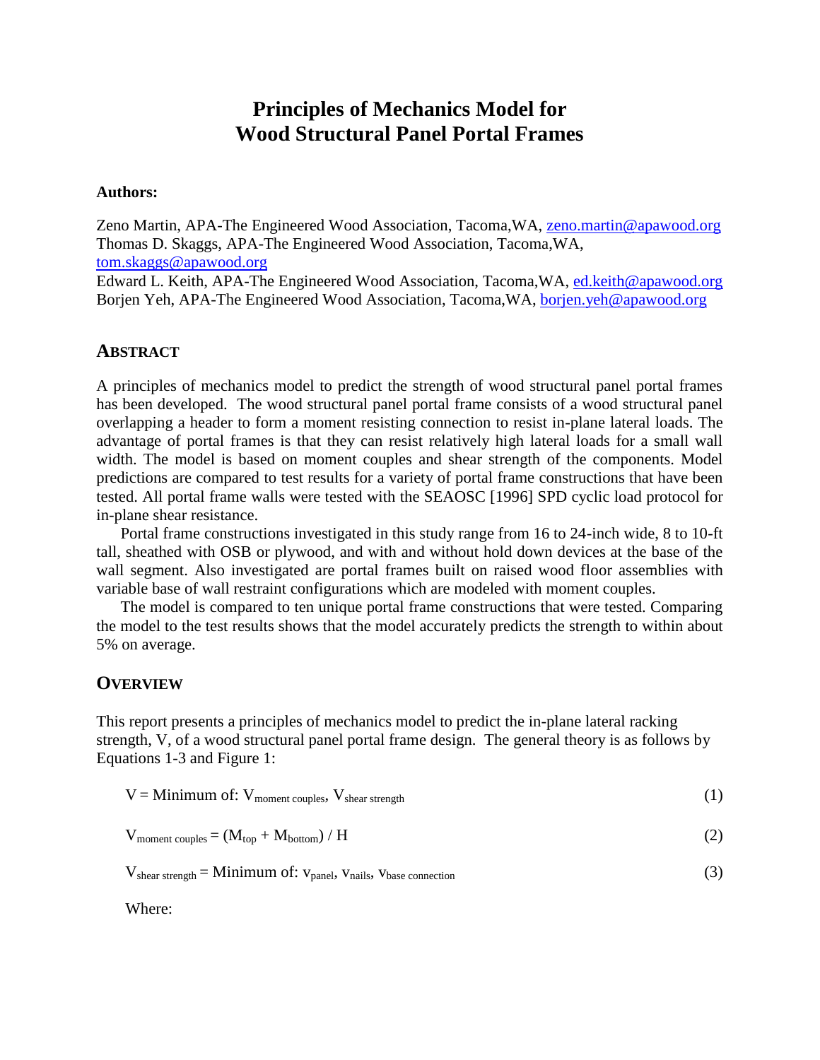# Principles of Mechanics Model for Wood Structural Panel Portal Frames

**Authors:**

Zeno Martin, APA-The Engineered Wood Association, Tacoma,WA, zeno.martin@apawood.org
Thomas D. Skaggs, APA-The Engineered Wood Association, Tacoma,WA, tom.skaggs@apawood.org
Edward L. Keith, APA-The Engineered Wood Association, Tacoma,WA, ed.keith@apawood.org
Borjen Yeh, APA-The Engineered Wood Association, Tacoma,WA, borjen.yeh@apawood.org

## ABSTRACT

A principles of mechanics model to predict the strength of wood structural panel portal frames has been developed. The wood structural panel portal frame consists of a wood structural panel overlapping a header to form a moment resisting connection to resist in-plane lateral loads. The advantage of portal frames is that they can resist relatively high lateral loads for a small wall width. The model is based on moment couples and shear strength of the components. Model predictions are compared to test results for a variety of portal frame constructions that have been tested. All portal frame walls were tested with the SEAOSC [1996] SPD cyclic load protocol for in-plane shear resistance.

Portal frame constructions investigated in this study range from 16 to 24-inch wide, 8 to 10-ft tall, sheathed with OSB or plywood, and with and without hold down devices at the base of the wall segment. Also investigated are portal frames built on raised wood floor assemblies with variable base of wall restraint configurations which are modeled with moment couples.

The model is compared to ten unique portal frame constructions that were tested. Comparing the model to the test results shows that the model accurately predicts the strength to within about 5% on average.

## OVERVIEW

This report presents a principles of mechanics model to predict the in-plane lateral racking strength, V, of a wood structural panel portal frame design. The general theory is as follows by Equations 1-3 and Figure 1:

$$V = \text{Minimum of: } V_{\text{moment couples}}, V_{\text{shear strength}} \tag{1}$$

$$V_{\text{moment couples}} = (M_{\text{top}} + M_{\text{bottom}}) / H \tag{2}$$

$$V_{\text{shear strength}} = \text{Minimum of: } v_{\text{panel}}, v_{\text{nails}}, v_{\text{base connection}} \tag{3}$$

Where: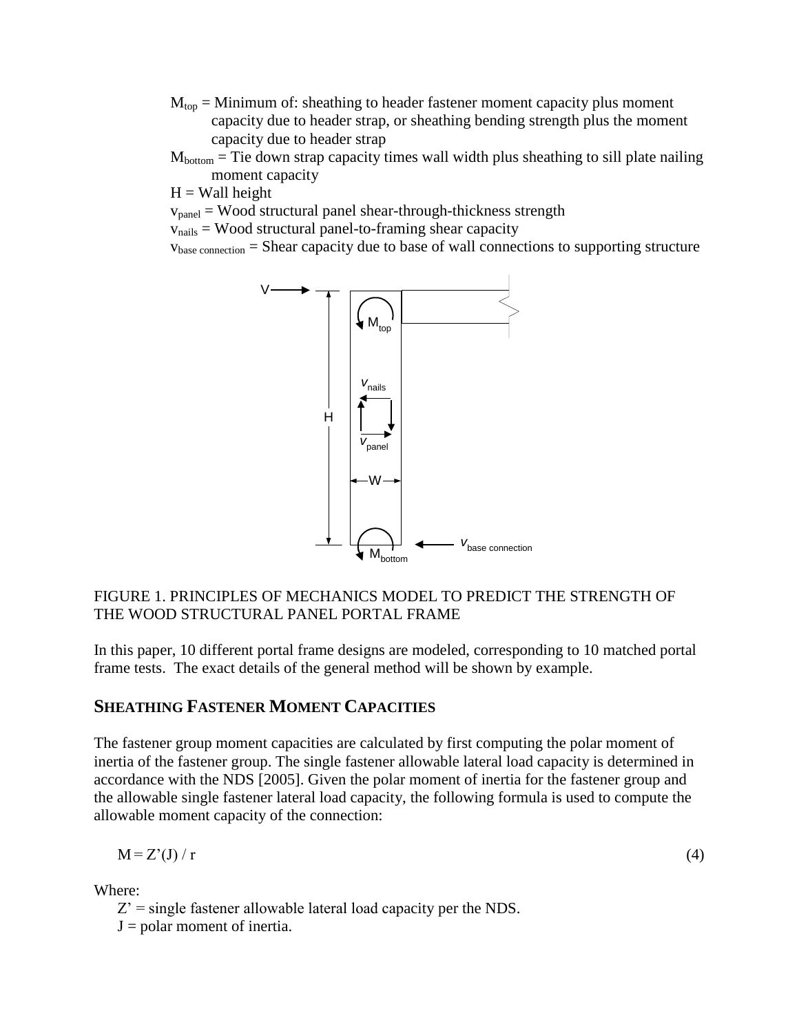$M_{top}$ = Minimum of: sheathing to header fastener moment capacity plus moment capacity due to header strap, or sheathing bending strength plus the moment capacity due to header strap

$M_{bottom}$ = Tie down strap capacity times wall width plus sheathing to sill plate nailing moment capacity

H = Wall height

$v_{panel}$ = Wood structural panel shear-through-thickness strength

$v_{nails}$ = Wood structural panel-to-framing shear capacity

$v_{base\ connection}$ = Shear capacity due to base of wall connections to supporting structure

FIGURE 1. PRINCIPLES OF MECHANICS MODEL TO PREDICT THE STRENGTH OF THE WOOD STRUCTURAL PANEL PORTAL FRAME

In this paper, 10 different portal frame designs are modeled, corresponding to 10 matched portal frame tests. The exact details of the general method will be shown by example.

## SHEATHING FASTENER MOMENT CAPACITIES

The fastener group moment capacities are calculated by first computing the polar moment of inertia of the fastener group. The single fastener allowable lateral load capacity is determined in accordance with the NDS [2005]. Given the polar moment of inertia for the fastener group and the allowable single fastener lateral load capacity, the following formula is used to compute the allowable moment capacity of the connection:

$$M = Z'(J) / r \tag{4}$$

Where:

Z' = single fastener allowable lateral load capacity per the NDS.

J = polar moment of inertia.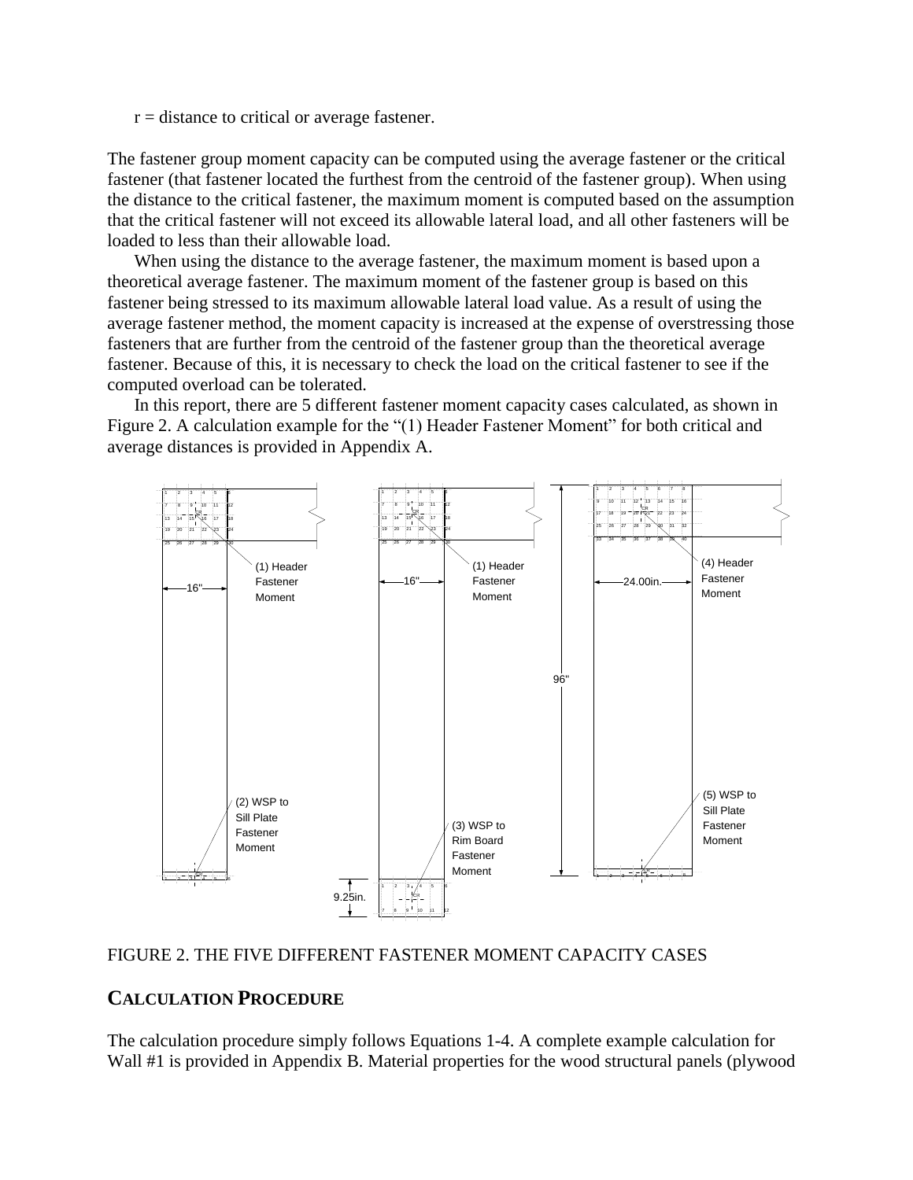r = distance to critical or average fastener.

The fastener group moment capacity can be computed using the average fastener or the critical fastener (that fastener located the furthest from the centroid of the fastener group). When using the distance to the critical fastener, the maximum moment is computed based on the assumption that the critical fastener will not exceed its allowable lateral load, and all other fasteners will be loaded to less than their allowable load.

When using the distance to the average fastener, the maximum moment is based upon a theoretical average fastener. The maximum moment of the fastener group is based on this fastener being stressed to its maximum allowable lateral load value. As a result of using the average fastener method, the moment capacity is increased at the expense of overstressing those fasteners that are further from the centroid of the fastener group than the theoretical average fastener. Because of this, it is necessary to check the load on the critical fastener to see if the computed overload can be tolerated.

In this report, there are 5 different fastener moment capacity cases calculated, as shown in Figure 2. A calculation example for the "(1) Header Fastener Moment" for both critical and average distances is provided in Appendix A.

FIGURE 2. THE FIVE DIFFERENT FASTENER MOMENT CAPACITY CASES

## Calculation Procedure

The calculation procedure simply follows Equations 1-4. A complete example calculation for Wall #1 is provided in Appendix B. Material properties for the wood structural panels (plywood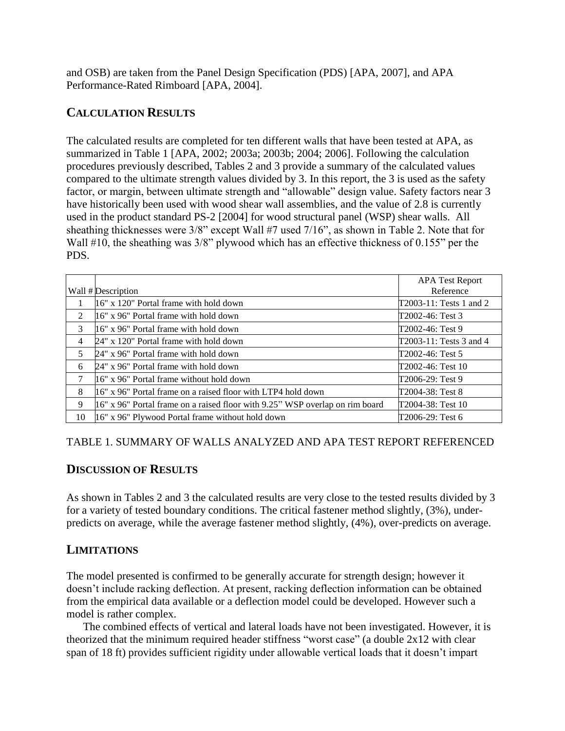and OSB) are taken from the Panel Design Specification (PDS) [APA, 2007], and APA Performance-Rated Rimboard [APA, 2004].

## CALCULATION RESULTS

The calculated results are completed for ten different walls that have been tested at APA, as summarized in Table 1 [APA, 2002; 2003a; 2003b; 2004; 2006]. Following the calculation procedures previously described, Tables 2 and 3 provide a summary of the calculated values compared to the ultimate strength values divided by 3. In this report, the 3 is used as the safety factor, or margin, between ultimate strength and "allowable" design value. Safety factors near 3 have historically been used with wood shear wall assemblies, and the value of 2.8 is currently used in the product standard PS-2 [2004] for wood structural panel (WSP) shear walls. All sheathing thicknesses were 3/8" except Wall #7 used 7/16", as shown in Table 2. Note that for Wall #10, the sheathing was 3/8" plywood which has an effective thickness of 0.155" per the PDS.

| Wall # | Description | APA Test Report Reference |
|---|---|---|
| 1 | 16" x 120" Portal frame with hold down | T2003-11: Tests 1 and 2 |
| 2 | 16" x 96" Portal frame with hold down | T2002-46: Test 3 |
| 3 | 16" x 96" Portal frame with hold down | T2002-46: Test 9 |
| 4 | 24" x 120" Portal frame with hold down | T2003-11: Tests 3 and 4 |
| 5 | 24" x 96" Portal frame with hold down | T2002-46: Test 5 |
| 6 | 24" x 96" Portal frame with hold down | T2002-46: Test 10 |
| 7 | 16" x 96" Portal frame without hold down | T2006-29: Test 9 |
| 8 | 16" x 96" Portal frame on a raised floor with LTP4 hold down | T2004-38: Test 8 |
| 9 | 16" x 96" Portal frame on a raised floor with 9.25" WSP overlap on rim board | T2004-38: Test 10 |
| 10 | 16" x 96" Plywood Portal frame without hold down | T2006-29: Test 6 |

TABLE 1. SUMMARY OF WALLS ANALYZED AND APA TEST REPORT REFERENCED

## DISCUSSION OF RESULTS

As shown in Tables 2 and 3 the calculated results are very close to the tested results divided by 3 for a variety of tested boundary conditions. The critical fastener method slightly, (3%), under-predicts on average, while the average fastener method slightly, (4%), over-predicts on average.

## LIMITATIONS

The model presented is confirmed to be generally accurate for strength design; however it doesn't include racking deflection. At present, racking deflection information can be obtained from the empirical data available or a deflection model could be developed. However such a model is rather complex.

The combined effects of vertical and lateral loads have not been investigated. However, it is theorized that the minimum required header stiffness "worst case" (a double 2x12 with clear span of 18 ft) provides sufficient rigidity under allowable vertical loads that it doesn't impart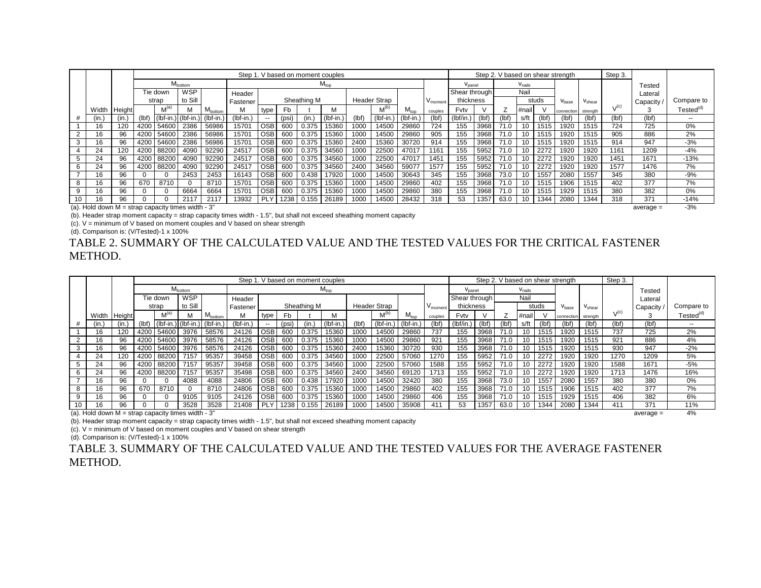| | | | Step 1. V based on moment couples | | | | | | | | | | | | | Step 2. V based on shear strength | | | | | | | Step 3. | | |
|---|---|---|---|---|---|---|---|---|---|---|---|---|---|---|---|---|---|---|---|---|---|---|---|---|---|
| | | | $M_{bottom}$ | | | | $M_{top}$ | | | | | | | | | $v_{panel}$ | | $v_{nails}$ | | | | | | | |
| | | | Tie down strap | | WSP to Sill | | Header Fastener | Sheathing M | | | | Header Strap | | | $V_{moment}$ couples | Shear through thickness | | | Nail studs | | $v_{base}$ connection | $v_{shear}$ strength | | Tested Lateral Capacity / 3 | Compare to Tested(d) |
| | Width | Height | | $M^{(a)}$ | M | $M_{bottom}$ | M | type | Fb | t | M | | $M^{(b)}$ | $M_{top}$ | | Fvtv | V | Z | #nail | V | | | $V^{(c)}$ | | |
| # | (in.) | (in.) | (lbf) | (lbf-in.) | (lbf-in.) | (lbf-in.) | (lbf-in.) | -- | (psi) | (in.) | (lbf-in.) | (lbf) | (lbf-in.) | (lbf-in.) | (lbf) | (lbf/in.) | (lbf) | (lbf) | s/ft | (lbf) | (lbf) | (lbf) | (lbf) | (lbf) | -- |
| 1 | 16 | 120 | 4200 | 54600 | 2386 | 56986 | 15701 | OSB | 600 | 0.375 | 15360 | 1000 | 14500 | 29860 | 724 | 155 | 3968 | 71.0 | 10 | 1515 | 1920 | 1515 | 724 | 725 | 0% |
| 2 | 16 | 96 | 4200 | 54600 | 2386 | 56986 | 15701 | OSB | 600 | 0.375 | 15360 | 1000 | 14500 | 29860 | 905 | 155 | 3968 | 71.0 | 10 | 1515 | 1920 | 1515 | 905 | 886 | 2% |
| 3 | 16 | 96 | 4200 | 54600 | 2386 | 56986 | 15701 | OSB | 600 | 0.375 | 15360 | 2400 | 15360 | 30720 | 914 | 155 | 3968 | 71.0 | 10 | 1515 | 1920 | 1515 | 914 | 947 | -3% |
| 4 | 24 | 120 | 4200 | 88200 | 4090 | 92290 | 24517 | OSB | 600 | 0.375 | 34560 | 1000 | 22500 | 47017 | 1161 | 155 | 5952 | 71.0 | 10 | 2272 | 1920 | 1920 | 1161 | 1209 | -4% |
| 5 | 24 | 96 | 4200 | 88200 | 4090 | 92290 | 24517 | OSB | 600 | 0.375 | 34560 | 1000 | 22500 | 47017 | 1451 | 155 | 5952 | 71.0 | 10 | 2272 | 1920 | 1920 | 1451 | 1671 | -13% |
| 6 | 24 | 96 | 4200 | 88200 | 4090 | 92290 | 24517 | OSB | 600 | 0.375 | 34560 | 2400 | 34560 | 59077 | 1577 | 155 | 5952 | 71.0 | 10 | 2272 | 1920 | 1920 | 1577 | 1476 | 7% |
| 7 | 16 | 96 | 0 | 0 | 2453 | 2453 | 16143 | OSB | 600 | 0.438 | 17920 | 1000 | 14500 | 30643 | 345 | 155 | 3968 | 73.0 | 10 | 1557 | 2080 | 1557 | 345 | 380 | -9% |
| 8 | 16 | 96 | 670 | 8710 | 0 | 8710 | 15701 | OSB | 600 | 0.375 | 15360 | 1000 | 14500 | 29860 | 402 | 155 | 3968 | 71.0 | 10 | 1515 | 1906 | 1515 | 402 | 377 | 7% |
| 9 | 16 | 96 | 0 | 0 | 6664 | 6664 | 15701 | OSB | 600 | 0.375 | 15360 | 1000 | 14500 | 29860 | 380 | 155 | 3968 | 71.0 | 10 | 1515 | 1929 | 1515 | 380 | 382 | 0% |
| 10 | 16 | 96 | 0 | 0 | 2117 | 2117 | 13932 | PLY | 1238 | 0.155 | 26189 | 1000 | 14500 | 28432 | 318 | 53 | 1357 | 63.0 | 10 | 1344 | 2080 | 1344 | 318 | 371 | -14% |
| | | | | | | | | | | | | | | | | | | | | | | | | average = | -3% |

(a). Hold down M = strap capacity times width - 3"

(b). Header strap moment capacity = strap capacity times width - 1.5", but shall not exceed sheathing moment capacity

(c). V = minimum of V based on moment couples and V based on shear strength

(d). Comparison is: (V/Tested)-1 x 100%

TABLE 2. SUMMARY OF THE CALCULATED VALUE AND THE TESTED VALUES FOR THE CRITICAL FASTENER METHOD.

| | | | Step 1. V based on moment couples | | | | | | | | | | | | | Step 2. V based on shear strength | | | | | | | Step 3. | | |
|---|---|---|---|---|---|---|---|---|---|---|---|---|---|---|---|---|---|---|---|---|---|---|---|---|---|
| | | | $M_{bottom}$ | | | | $M_{top}$ | | | | | | | | | $v_{panel}$ | | $v_{nails}$ | | | | | | | |
| | | | Tie down strap | | WSP to Sill | | Header Fastener | Sheathing M | | | | Header Strap | | | $V_{moment}$ couples | Shear through thickness | | | Nail studs | | $v_{base}$ connection | $v_{shear}$ strength | | Tested Lateral Capacity / 3 | Compare to Tested(d) |
| | Width | Height | | $M^{(a)}$ | M | $M_{bottom}$ | M | type | Fb | t | M | | $M^{(b)}$ | $M_{top}$ | | Fvtv | V | Z | #nail | V | | | $V^{(c)}$ | | |
| # | (in.) | (in.) | (lbf) | (lbf-in.) | (lbf-in.) | (lbf-in.) | (lbf-in.) | -- | (psi) | (in.) | (lbf-in.) | (lbf) | (lbf-in.) | (lbf-in.) | (lbf) | (lbf/in.) | (lbf) | (lbf) | s/ft | (lbf) | (lbf) | (lbf) | (lbf) | (lbf) | -- |
| 1 | 16 | 120 | 4200 | 54600 | 3976 | 58576 | 24126 | OSB | 600 | 0.375 | 15360 | 1000 | 14500 | 29860 | 737 | 155 | 3968 | 71.0 | 10 | 1515 | 1920 | 1515 | 737 | 725 | 2% |
| 2 | 16 | 96 | 4200 | 54600 | 3976 | 58576 | 24126 | OSB | 600 | 0.375 | 15360 | 1000 | 14500 | 29860 | 921 | 155 | 3968 | 71.0 | 10 | 1515 | 1920 | 1515 | 921 | 886 | 4% |
| 3 | 16 | 96 | 4200 | 54600 | 3976 | 58576 | 24126 | OSB | 600 | 0.375 | 15360 | 2400 | 15360 | 30720 | 930 | 155 | 3968 | 71.0 | 10 | 1515 | 1920 | 1515 | 930 | 947 | -2% |
| 4 | 24 | 120 | 4200 | 88200 | 7157 | 95357 | 39458 | OSB | 600 | 0.375 | 34560 | 1000 | 22500 | 57060 | 1270 | 155 | 5952 | 71.0 | 10 | 2272 | 1920 | 1920 | 1270 | 1209 | 5% |
| 5 | 24 | 96 | 4200 | 88200 | 7157 | 95357 | 39458 | OSB | 600 | 0.375 | 34560 | 1000 | 22500 | 57060 | 1588 | 155 | 5952 | 71.0 | 10 | 2272 | 1920 | 1920 | 1588 | 1671 | -5% |
| 6 | 24 | 96 | 4200 | 88200 | 7157 | 95357 | 35498 | OSB | 600 | 0.375 | 34560 | 2400 | 34560 | 69120 | 1713 | 155 | 5952 | 71.0 | 10 | 2272 | 1920 | 1920 | 1713 | 1476 | 16% |
| 7 | 16 | 96 | 0 | 0 | 4088 | 4088 | 24806 | OSB | 600 | 0.438 | 17920 | 1000 | 14500 | 32420 | 380 | 155 | 3968 | 73.0 | 10 | 1557 | 2080 | 1557 | 380 | 380 | 0% |
| 8 | 16 | 96 | 670 | 8710 | 0 | 8710 | 24806 | OSB | 600 | 0.375 | 15360 | 1000 | 14500 | 29860 | 402 | 155 | 3968 | 71.0 | 10 | 1515 | 1906 | 1515 | 402 | 377 | 7% |
| 9 | 16 | 96 | 0 | 0 | 9105 | 9105 | 24126 | OSB | 600 | 0.375 | 15360 | 1000 | 14500 | 29860 | 406 | 155 | 3968 | 71.0 | 10 | 1515 | 1929 | 1515 | 406 | 382 | 6% |
| 10 | 16 | 96 | 0 | 0 | 3528 | 3528 | 21408 | PLY | 1238 | 0.155 | 26189 | 1000 | 14500 | 35908 | 411 | 53 | 1357 | 63.0 | 10 | 1344 | 2080 | 1344 | 411 | 371 | 11% |
| | | | | | | | | | | | | | | | | | | | | | | | | average = | 4% |

(a). Hold down M = strap capacity times width - 3"

(b). Header strap moment capacity = strap capacity times width - 1.5", but shall not exceed sheathing moment capacity

(c). V = minimum of V based on moment couples and V based on shear strength

(d). Comparison is: (V/Tested)-1 x 100%

TABLE 3. SUMMARY OF THE CALCULATED VALUE AND THE TESTED VALUES FOR THE AVERAGE FASTENER METHOD.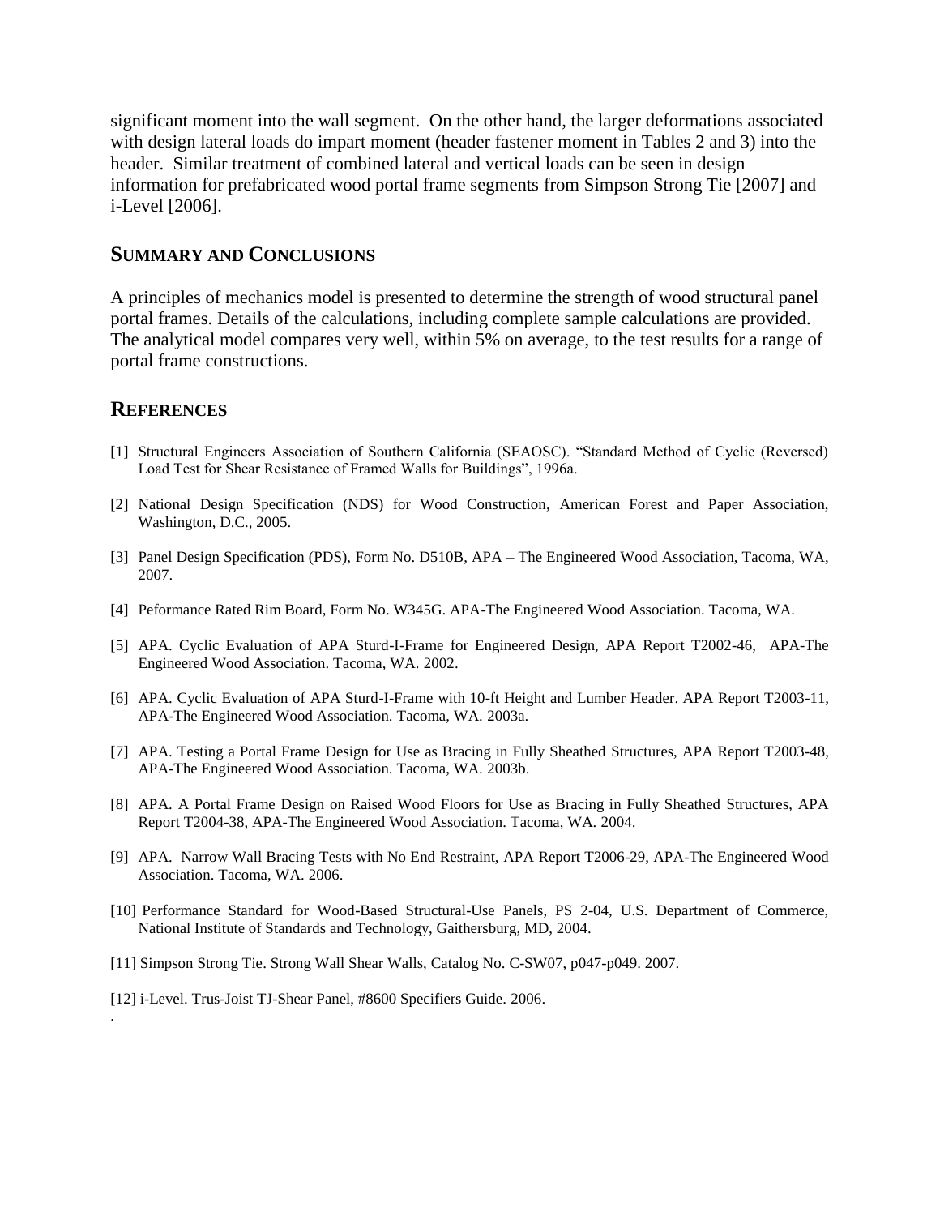significant moment into the wall segment. On the other hand, the larger deformations associated with design lateral loads do impart moment (header fastener moment in Tables 2 and 3) into the header. Similar treatment of combined lateral and vertical loads can be seen in design information for prefabricated wood portal frame segments from Simpson Strong Tie [2007] and i-Level [2006].

## SUMMARY AND CONCLUSIONS

A principles of mechanics model is presented to determine the strength of wood structural panel portal frames. Details of the calculations, including complete sample calculations are provided. The analytical model compares very well, within 5% on average, to the test results for a range of portal frame constructions.

## REFERENCES

[1] Structural Engineers Association of Southern California (SEAOSC). "Standard Method of Cyclic (Reversed) Load Test for Shear Resistance of Framed Walls for Buildings", 1996a.

[2] National Design Specification (NDS) for Wood Construction, American Forest and Paper Association, Washington, D.C., 2005.

[3] Panel Design Specification (PDS), Form No. D510B, APA – The Engineered Wood Association, Tacoma, WA, 2007.

[4] Peformance Rated Rim Board, Form No. W345G. APA-The Engineered Wood Association. Tacoma, WA.

[5] APA. Cyclic Evaluation of APA Sturd-I-Frame for Engineered Design, APA Report T2002-46, APA-The Engineered Wood Association. Tacoma, WA. 2002.

[6] APA. Cyclic Evaluation of APA Sturd-I-Frame with 10-ft Height and Lumber Header. APA Report T2003-11, APA-The Engineered Wood Association. Tacoma, WA. 2003a.

[7] APA. Testing a Portal Frame Design for Use as Bracing in Fully Sheathed Structures, APA Report T2003-48, APA-The Engineered Wood Association. Tacoma, WA. 2003b.

[8] APA. A Portal Frame Design on Raised Wood Floors for Use as Bracing in Fully Sheathed Structures, APA Report T2004-38, APA-The Engineered Wood Association. Tacoma, WA. 2004.

[9] APA. Narrow Wall Bracing Tests with No End Restraint, APA Report T2006-29, APA-The Engineered Wood Association. Tacoma, WA. 2006.

[10] Performance Standard for Wood-Based Structural-Use Panels, PS 2-04, U.S. Department of Commerce, National Institute of Standards and Technology, Gaithersburg, MD, 2004.

[11] Simpson Strong Tie. Strong Wall Shear Walls, Catalog No. C-SW07, p047-p049. 2007.

[12] i-Level. Trus-Joist TJ-Shear Panel, #8600 Specifiers Guide. 2006.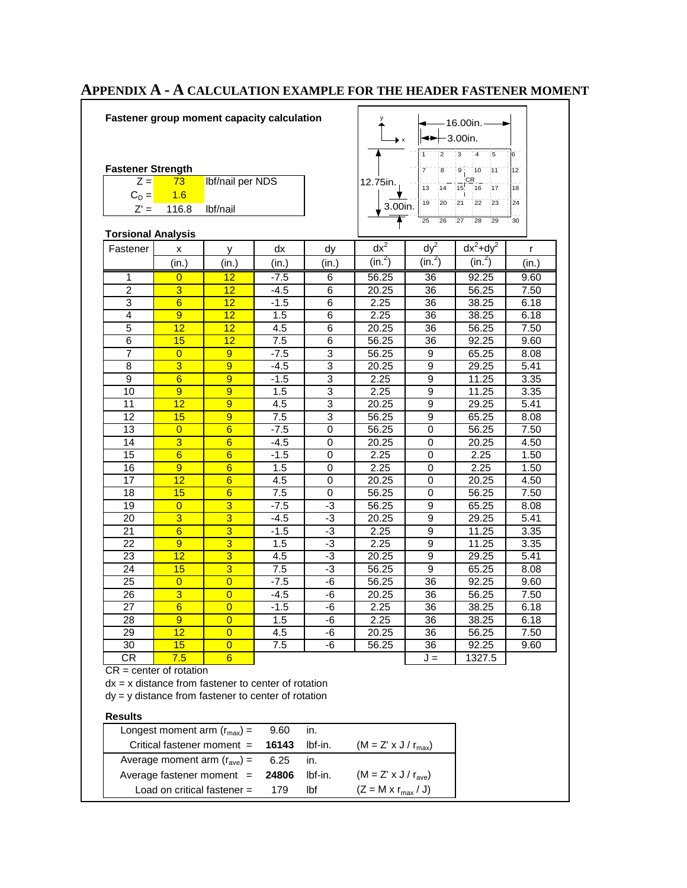# APPENDIX A - A CALCULATION EXAMPLE FOR THE HEADER FASTENER MOMENT

**Fastener group moment capacity calculation**

16.00in.
3.00in.
12.75in.
3.00in.

| 1 | 2 | 3 | 4 | 5 | 6 |
|---|---|---|---|---|---|
| 7 | 8 | 9 | 10 | 11 | 12 |
| 13 | 14 | 15 | 16 | 17 | 18 |
| 19 | 20 | 21 | 22 | 23 | 24 |
| 25 | 26 | 27 | 28 | 29 | 30 |

CR

**Fastener Strength**

| | | |
|---|---|---|
| Z = | 73 | lbf/nail per NDS |
| $C_D$ = | 1.6 | |
| Z' = | 116.8 | lbf/nail |

**Torsional Analysis**

| Fastener | x | y | dx | dy | $dx^2$ | $dy^2$ | $dx^2+dy^2$ | r |
|---|---|---|---|---|---|---|---|---|
| | (in.) | (in.) | (in.) | (in.) | (in.$^2$) | (in.$^2$) | (in.$^2$) | (in.) |
| 1 | 0 | 12 | -7.5 | 6 | 56.25 | 36 | 92.25 | 9.60 |
| 2 | 3 | 12 | -4.5 | 6 | 20.25 | 36 | 56.25 | 7.50 |
| 3 | 6 | 12 | -1.5 | 6 | 2.25 | 36 | 38.25 | 6.18 |
| 4 | 9 | 12 | 1.5 | 6 | 2.25 | 36 | 38.25 | 6.18 |
| 5 | 12 | 12 | 4.5 | 6 | 20.25 | 36 | 56.25 | 7.50 |
| 6 | 15 | 12 | 7.5 | 6 | 56.25 | 36 | 92.25 | 9.60 |
| 7 | 0 | 9 | -7.5 | 3 | 56.25 | 9 | 65.25 | 8.08 |
| 8 | 3 | 9 | -4.5 | 3 | 20.25 | 9 | 29.25 | 5.41 |
| 9 | 6 | 9 | -1.5 | 3 | 2.25 | 9 | 11.25 | 3.35 |
| 10 | 9 | 9 | 1.5 | 3 | 2.25 | 9 | 11.25 | 3.35 |
| 11 | 12 | 9 | 4.5 | 3 | 20.25 | 9 | 29.25 | 5.41 |
| 12 | 15 | 9 | 7.5 | 3 | 56.25 | 9 | 65.25 | 8.08 |
| 13 | 0 | 6 | -7.5 | 0 | 56.25 | 0 | 56.25 | 7.50 |
| 14 | 3 | 6 | -4.5 | 0 | 20.25 | 0 | 20.25 | 4.50 |
| 15 | 6 | 6 | -1.5 | 0 | 2.25 | 0 | 2.25 | 1.50 |
| 16 | 9 | 6 | 1.5 | 0 | 2.25 | 0 | 2.25 | 1.50 |
| 17 | 12 | 6 | 4.5 | 0 | 20.25 | 0 | 20.25 | 4.50 |
| 18 | 15 | 6 | 7.5 | 0 | 56.25 | 0 | 56.25 | 7.50 |
| 19 | 0 | 3 | -7.5 | -3 | 56.25 | 9 | 65.25 | 8.08 |
| 20 | 3 | 3 | -4.5 | -3 | 20.25 | 9 | 29.25 | 5.41 |
| 21 | 6 | 3 | -1.5 | -3 | 2.25 | 9 | 11.25 | 3.35 |
| 22 | 9 | 3 | 1.5 | -3 | 2.25 | 9 | 11.25 | 3.35 |
| 23 | 12 | 3 | 4.5 | -3 | 20.25 | 9 | 29.25 | 5.41 |
| 24 | 15 | 3 | 7.5 | -3 | 56.25 | 9 | 65.25 | 8.08 |
| 25 | 0 | 0 | -7.5 | -6 | 56.25 | 36 | 92.25 | 9.60 |
| 26 | 3 | 0 | -4.5 | -6 | 20.25 | 36 | 56.25 | 7.50 |
| 27 | 6 | 0 | -1.5 | -6 | 2.25 | 36 | 38.25 | 6.18 |
| 28 | 9 | 0 | 1.5 | -6 | 2.25 | 36 | 38.25 | 6.18 |
| 29 | 12 | 0 | 4.5 | -6 | 20.25 | 36 | 56.25 | 7.50 |
| 30 | 15 | 0 | 7.5 | -6 | 56.25 | 36 | 92.25 | 9.60 |
| CR | 7.5 | 6 | | | | J = | 1327.5 | |

CR = center of rotation
dx = x distance from fastener to center of rotation
dy = y distance from fastener to center of rotation

**Results**

| | | | |
|---|---|---|---|
| Longest moment arm ($r_{max}$) = | 9.60 | in. | |
| Critical fastener moment = | **16143** | lbf-in. | ($M = Z' \times J / r_{max}$) |
| Average moment arm ($r_{ave}$) = | 6.25 | in. | |
| Average fastener moment = | **24806** | lbf-in. | ($M = Z' \times J / r_{ave}$) |
| Load on critical fastener = | 179 | lbf | ($Z = M \times r_{max} / J$) |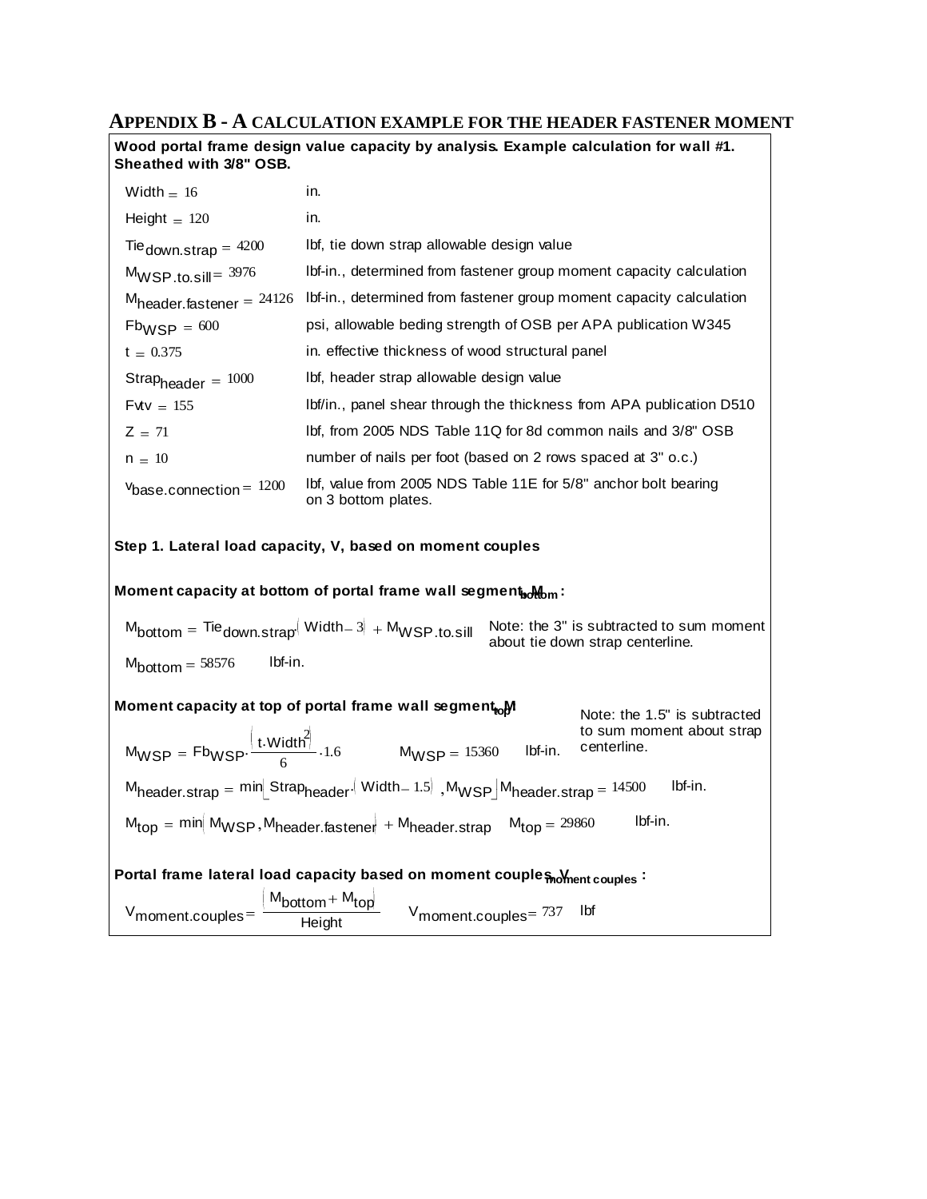## APPENDIX B - A CALCULATION EXAMPLE FOR THE HEADER FASTENER MOMENT

**Wood portal frame design value capacity by analysis. Example calculation for wall #1. Sheathed with 3/8" OSB.**

| | |
|---|---|
| $\text{Width} = 16$ | in. |
| $\text{Height} = 120$ | in. |
| $\text{Tie}_{\text{down.strap}} = 4200$ | lbf, tie down strap allowable design value |
| $M_{\text{WSP.to.sill}} = 3976$ | lbf-in., determined from fastener group moment capacity calculation |
| $M_{\text{header.fastener}} = 24126$ | lbf-in., determined from fastener group moment capacity calculation |
| $Fb_{\text{WSP}} = 600$ | psi, allowable beding strength of OSB per APA publication W345 |
| $t = 0.375$ | in. effective thickness of wood structural panel |
| $\text{Strap}_{\text{header}} = 1000$ | lbf, header strap allowable design value |
| $\text{Fvtv} = 155$ | lbf/in., panel shear through the thickness from APA publication D510 |
| $Z = 71$ | lbf, from 2005 NDS Table 11Q for 8d common nails and 3/8" OSB |
| $n = 10$ | number of nails per foot (based on 2 rows spaced at 3" o.c.) |
| $v_{\text{base.connection}} = 1200$ | lbf, value from 2005 NDS Table 11E for 5/8" anchor bolt bearing on 3 bottom plates. |

**Step 1. Lateral load capacity, V, based on moment couples**

**Moment capacity at bottom of portal frame wall segment, $M_{bottom}$:**

$$M_{\text{bottom}} = \text{Tie}_{\text{down.strap}} \cdot (\text{Width} - 3) + M_{\text{WSP.to.sill}}$$

Note: the 3" is subtracted to sum moment about tie down strap centerline.

$M_{\text{bottom}} = 58576$ lbf-in.

**Moment capacity at top of portal frame wall segment, $M_{top}$:**

Note: the 1.5" is subtracted to sum moment about strap centerline.

$$M_{\text{WSP}} = Fb_{\text{WSP}} \cdot \frac{\left(t \cdot \text{Width}^2\right)}{6} \cdot 1.6 \qquad M_{\text{WSP}} = 15360 \text{ lbf-in.}$$

$$M_{\text{header.strap}} = \min\left(\text{Strap}_{\text{header}} \cdot (\text{Width} - 1.5), M_{\text{WSP}}\right) \qquad M_{\text{header.strap}} = 14500 \text{ lbf-in.}$$

$$M_{\text{top}} = \min\left(M_{\text{WSP}}, M_{\text{header.fastener}}\right) + M_{\text{header.strap}} \qquad M_{\text{top}} = 29860 \text{ lbf-in.}$$

**Portal frame lateral load capacity based on moment couples, $V_{moment\ couples}$:**

$$V_{\text{moment.couples}} = \frac{\left(M_{\text{bottom}} + M_{\text{top}}\right)}{\text{Height}} \qquad V_{\text{moment.couples}} = 737 \text{ lbf}$$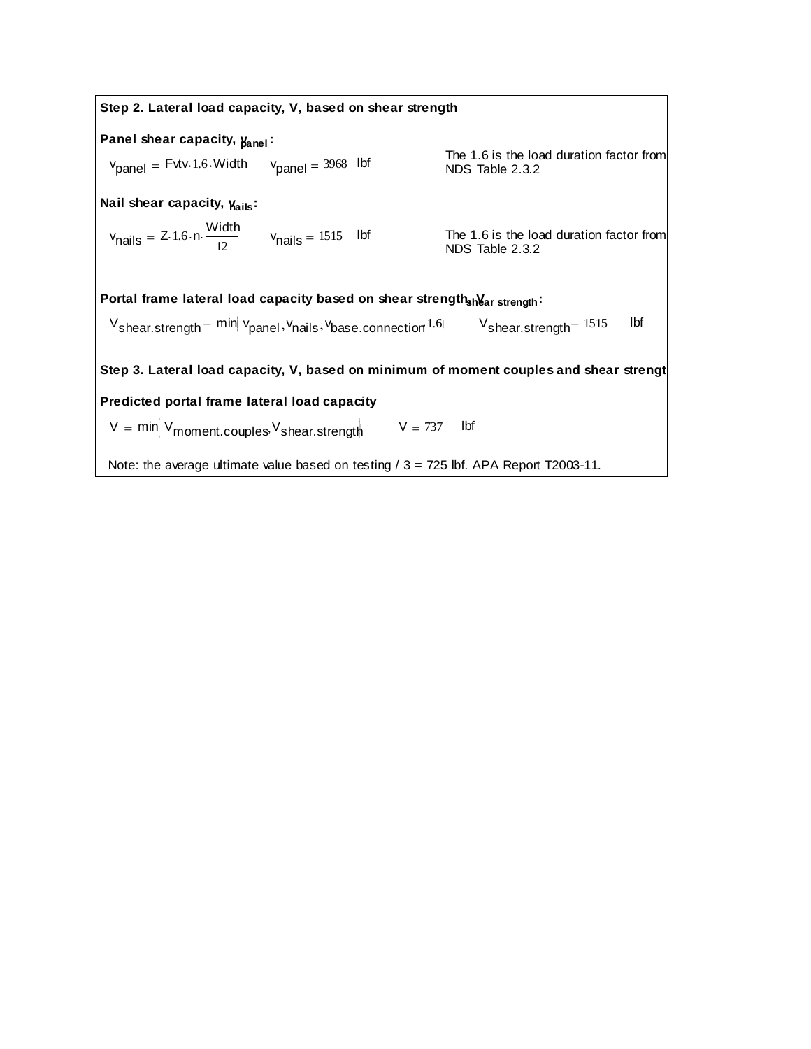**Step 2. Lateral load capacity, V, based on shear strength**

**Panel shear capacity, $v_{panel}$:**

$v_{panel} = Fvtv \cdot 1.6 \cdot Width$ $\quad v_{panel} = 3968$ lbf

The 1.6 is the load duration factor from NDS Table 2.3.2

**Nail shear capacity, $v_{nails}$:**

$v_{nails} = Z \cdot 1.6 \cdot n \cdot \frac{Width}{12}$ $\quad v_{nails} = 1515$ lbf

The 1.6 is the load duration factor from NDS Table 2.3.2

**Portal frame lateral load capacity based on shear strength, $V_{shear\ strength}$:**

$V_{shear.strength} = \min\left(v_{panel}, v_{nails}, v_{base.connection} \cdot 1.6\right)$ $\quad V_{shear.strength} = 1515$ lbf

**Step 3. Lateral load capacity, V, based on minimum of moment couples and shear strengt**

**Predicted portal frame lateral load capacity**

$V = \min\left(V_{moment.couples}, V_{shear.strength}\right)$ $\quad V = 737$ lbf

Note: the average ultimate value based on testing / 3 = 725 lbf. APA Report T2003-11.